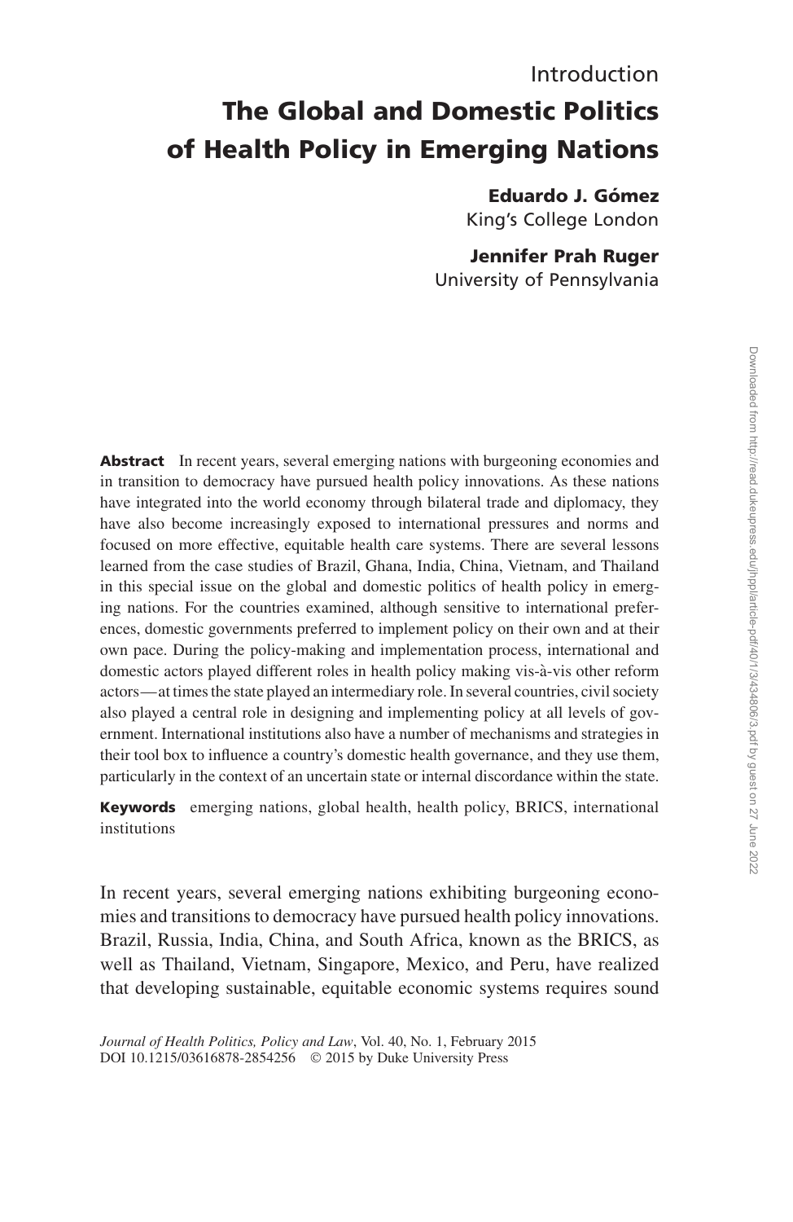Introduction

# The Global and Domestic Politics of Health Policy in Emerging Nations

**Eduardo J. Gómez**
King's College London

**Jennifer Prah Ruger**
University of Pennsylvania

**Abstract** In recent years, several emerging nations with burgeoning economies and in transition to democracy have pursued health policy innovations. As these nations have integrated into the world economy through bilateral trade and diplomacy, they have also become increasingly exposed to international pressures and norms and focused on more effective, equitable health care systems. There are several lessons learned from the case studies of Brazil, Ghana, India, China, Vietnam, and Thailand in this special issue on the global and domestic politics of health policy in emerging nations. For the countries examined, although sensitive to international preferences, domestic governments preferred to implement policy on their own and at their own pace. During the policy-making and implementation process, international and domestic actors played different roles in health policy making vis-à-vis other reform actors—at times the state played an intermediary role. In several countries, civil society also played a central role in designing and implementing policy at all levels of government. International institutions also have a number of mechanisms and strategies in their tool box to influence a country's domestic health governance, and they use them, particularly in the context of an uncertain state or internal discordance within the state.

**Keywords** emerging nations, global health, health policy, BRICS, international institutions

In recent years, several emerging nations exhibiting burgeoning economies and transitions to democracy have pursued health policy innovations. Brazil, Russia, India, China, and South Africa, known as the BRICS, as well as Thailand, Vietnam, Singapore, Mexico, and Peru, have realized that developing sustainable, equitable economic systems requires sound

*Journal of Health Politics, Policy and Law*, Vol. 40, No. 1, February 2015
DOI 10.1215/03616878-2854256 © 2015 by Duke University Press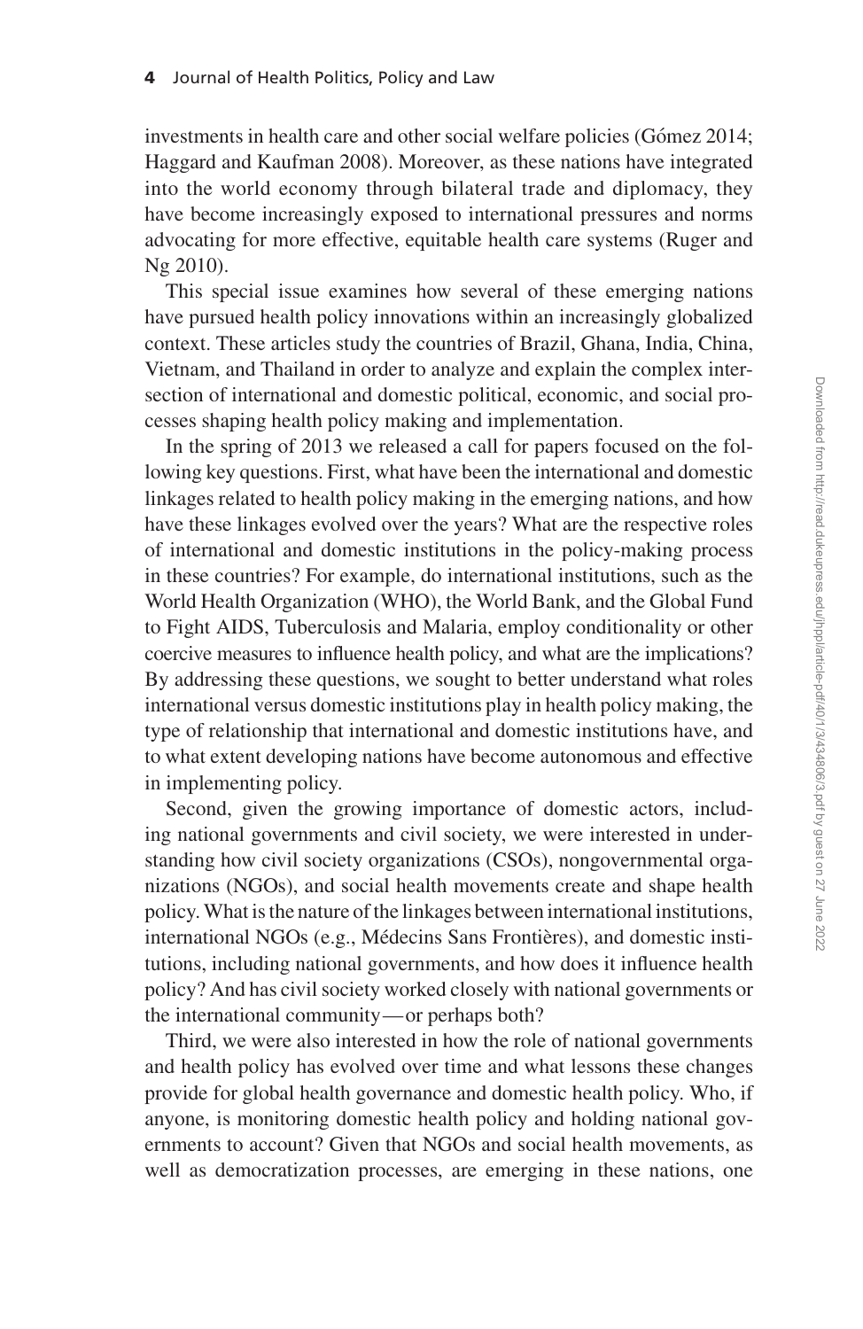investments in health care and other social welfare policies (Gómez 2014; Haggard and Kaufman 2008). Moreover, as these nations have integrated into the world economy through bilateral trade and diplomacy, they have become increasingly exposed to international pressures and norms advocating for more effective, equitable health care systems (Ruger and Ng 2010).

This special issue examines how several of these emerging nations have pursued health policy innovations within an increasingly globalized context. These articles study the countries of Brazil, Ghana, India, China, Vietnam, and Thailand in order to analyze and explain the complex intersection of international and domestic political, economic, and social processes shaping health policy making and implementation.

In the spring of 2013 we released a call for papers focused on the following key questions. First, what have been the international and domestic linkages related to health policy making in the emerging nations, and how have these linkages evolved over the years? What are the respective roles of international and domestic institutions in the policy-making process in these countries? For example, do international institutions, such as the World Health Organization (WHO), the World Bank, and the Global Fund to Fight AIDS, Tuberculosis and Malaria, employ conditionality or other coercive measures to influence health policy, and what are the implications? By addressing these questions, we sought to better understand what roles international versus domestic institutions play in health policy making, the type of relationship that international and domestic institutions have, and to what extent developing nations have become autonomous and effective in implementing policy.

Second, given the growing importance of domestic actors, including national governments and civil society, we were interested in understanding how civil society organizations (CSOs), nongovernmental organizations (NGOs), and social health movements create and shape health policy. What is the nature of the linkages between international institutions, international NGOs (e.g., Médecins Sans Frontières), and domestic institutions, including national governments, and how does it influence health policy? And has civil society worked closely with national governments or the international community—or perhaps both?

Third, we were also interested in how the role of national governments and health policy has evolved over time and what lessons these changes provide for global health governance and domestic health policy. Who, if anyone, is monitoring domestic health policy and holding national governments to account? Given that NGOs and social health movements, as well as democratization processes, are emerging in these nations, one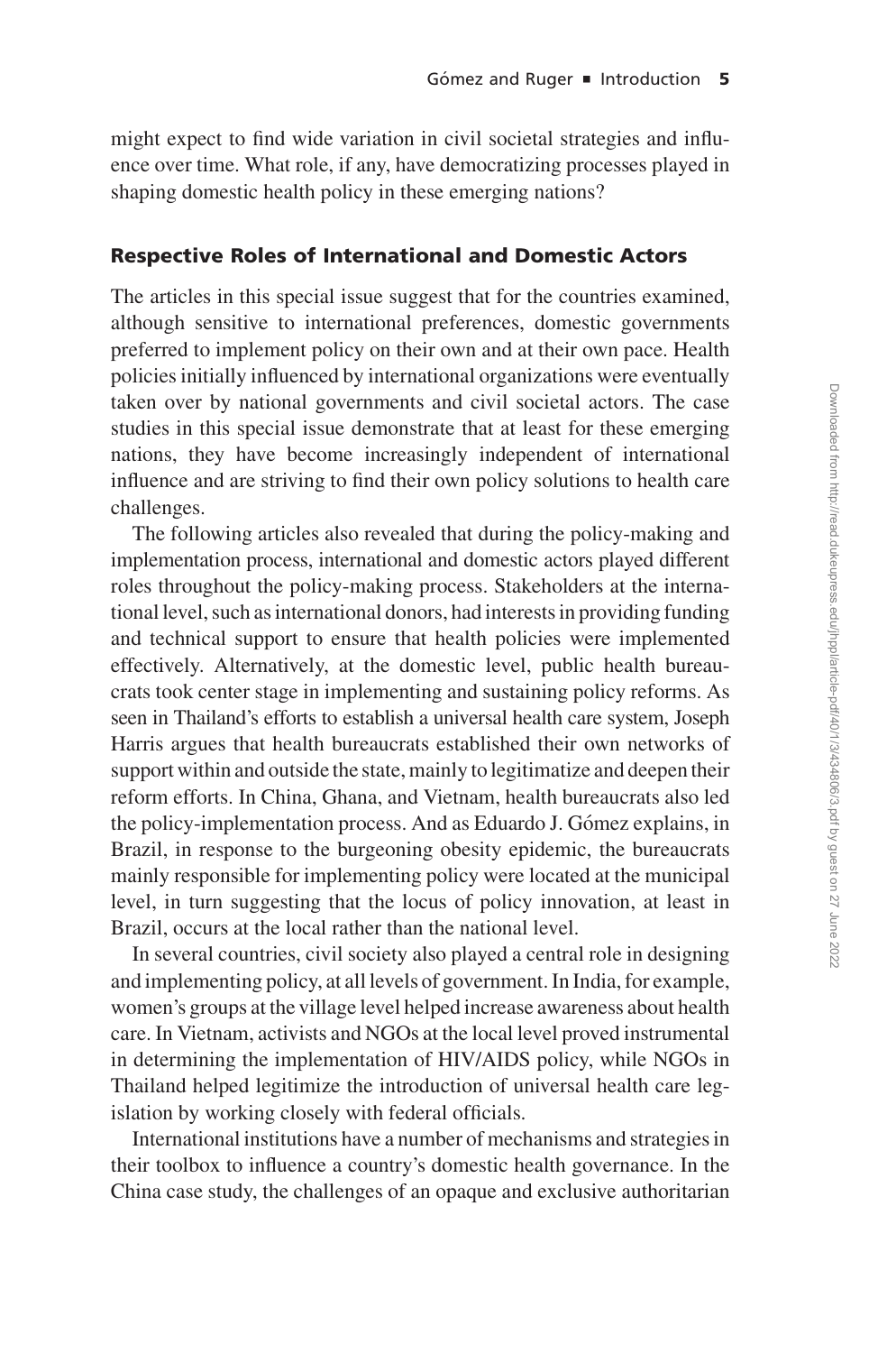might expect to find wide variation in civil societal strategies and influence over time. What role, if any, have democratizing processes played in shaping domestic health policy in these emerging nations?

## Respective Roles of International and Domestic Actors

The articles in this special issue suggest that for the countries examined, although sensitive to international preferences, domestic governments preferred to implement policy on their own and at their own pace. Health policies initially influenced by international organizations were eventually taken over by national governments and civil societal actors. The case studies in this special issue demonstrate that at least for these emerging nations, they have become increasingly independent of international influence and are striving to find their own policy solutions to health care challenges.

The following articles also revealed that during the policy-making and implementation process, international and domestic actors played different roles throughout the policy-making process. Stakeholders at the international level, such as international donors, had interests in providing funding and technical support to ensure that health policies were implemented effectively. Alternatively, at the domestic level, public health bureaucrats took center stage in implementing and sustaining policy reforms. As seen in Thailand's efforts to establish a universal health care system, Joseph Harris argues that health bureaucrats established their own networks of support within and outside the state, mainly to legitimatize and deepen their reform efforts. In China, Ghana, and Vietnam, health bureaucrats also led the policy-implementation process. And as Eduardo J. Gómez explains, in Brazil, in response to the burgeoning obesity epidemic, the bureaucrats mainly responsible for implementing policy were located at the municipal level, in turn suggesting that the locus of policy innovation, at least in Brazil, occurs at the local rather than the national level.

In several countries, civil society also played a central role in designing and implementing policy, at all levels of government. In India, for example, women's groups at the village level helped increase awareness about health care. In Vietnam, activists and NGOs at the local level proved instrumental in determining the implementation of HIV/AIDS policy, while NGOs in Thailand helped legitimize the introduction of universal health care legislation by working closely with federal officials.

International institutions have a number of mechanisms and strategies in their toolbox to influence a country's domestic health governance. In the China case study, the challenges of an opaque and exclusive authoritarian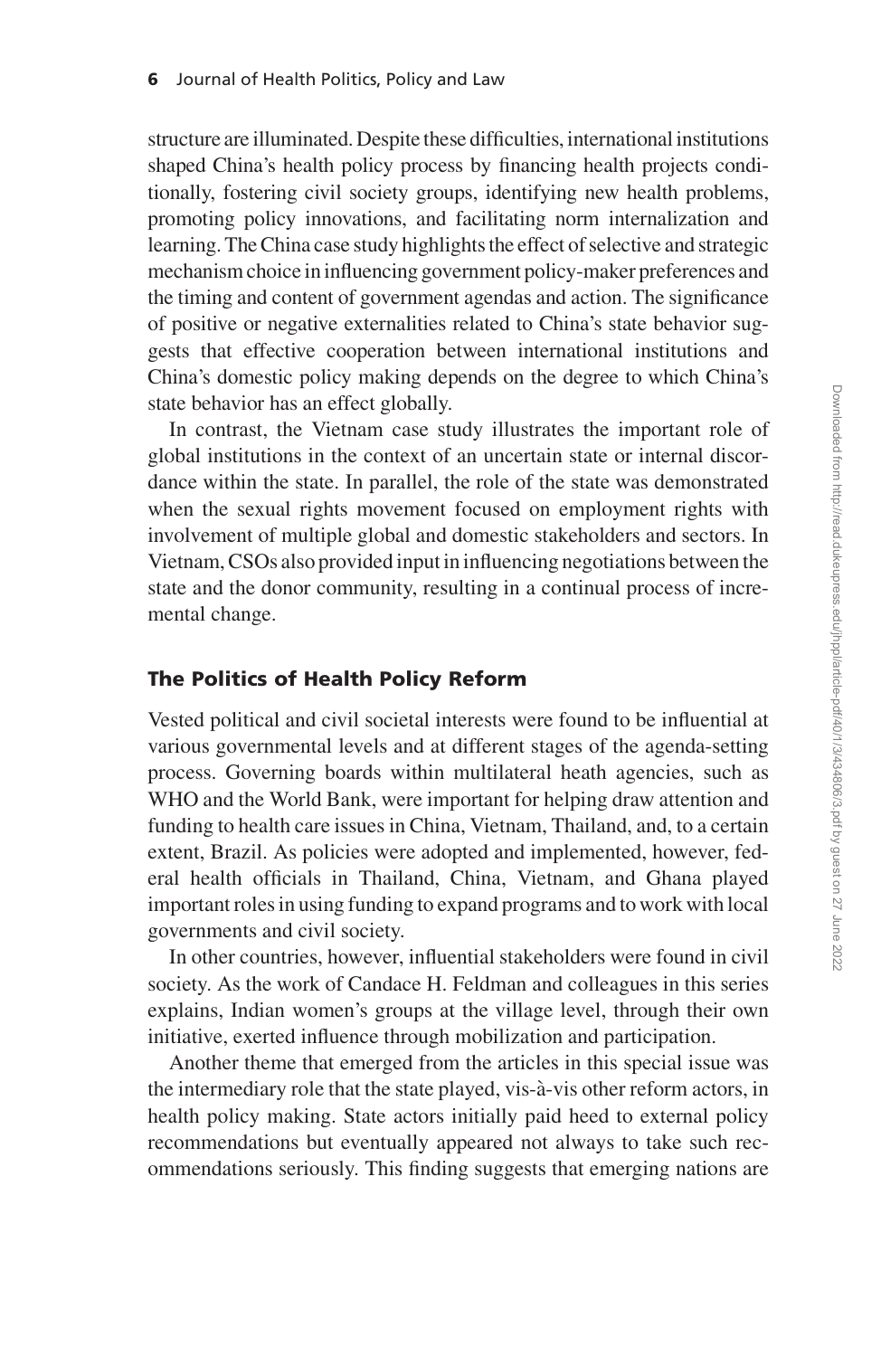structure are illuminated. Despite these difficulties, international institutions shaped China's health policy process by financing health projects conditionally, fostering civil society groups, identifying new health problems, promoting policy innovations, and facilitating norm internalization and learning. The China case study highlights the effect of selective and strategic mechanism choice in influencing government policy-maker preferences and the timing and content of government agendas and action. The significance of positive or negative externalities related to China's state behavior suggests that effective cooperation between international institutions and China's domestic policy making depends on the degree to which China's state behavior has an effect globally.

In contrast, the Vietnam case study illustrates the important role of global institutions in the context of an uncertain state or internal discordance within the state. In parallel, the role of the state was demonstrated when the sexual rights movement focused on employment rights with involvement of multiple global and domestic stakeholders and sectors. In Vietnam, CSOs also provided input in influencing negotiations between the state and the donor community, resulting in a continual process of incremental change.

## The Politics of Health Policy Reform

Vested political and civil societal interests were found to be influential at various governmental levels and at different stages of the agenda-setting process. Governing boards within multilateral heath agencies, such as WHO and the World Bank, were important for helping draw attention and funding to health care issues in China, Vietnam, Thailand, and, to a certain extent, Brazil. As policies were adopted and implemented, however, federal health officials in Thailand, China, Vietnam, and Ghana played important roles in using funding to expand programs and to work with local governments and civil society.

In other countries, however, influential stakeholders were found in civil society. As the work of Candace H. Feldman and colleagues in this series explains, Indian women's groups at the village level, through their own initiative, exerted influence through mobilization and participation.

Another theme that emerged from the articles in this special issue was the intermediary role that the state played, vis-à-vis other reform actors, in health policy making. State actors initially paid heed to external policy recommendations but eventually appeared not always to take such recommendations seriously. This finding suggests that emerging nations are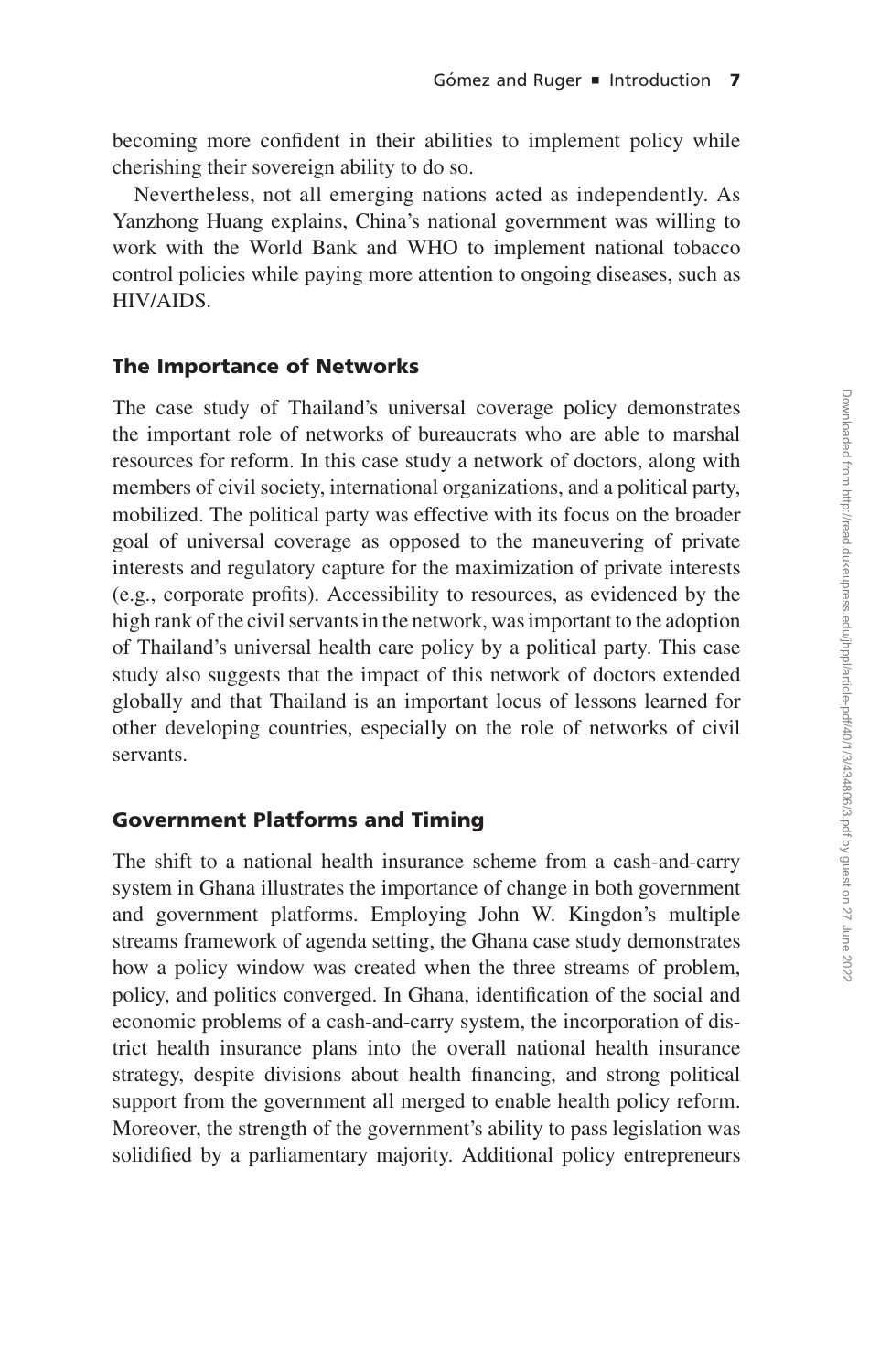becoming more confident in their abilities to implement policy while cherishing their sovereign ability to do so.

Nevertheless, not all emerging nations acted as independently. As Yanzhong Huang explains, China's national government was willing to work with the World Bank and WHO to implement national tobacco control policies while paying more attention to ongoing diseases, such as HIV/AIDS.

## The Importance of Networks

The case study of Thailand's universal coverage policy demonstrates the important role of networks of bureaucrats who are able to marshal resources for reform. In this case study a network of doctors, along with members of civil society, international organizations, and a political party, mobilized. The political party was effective with its focus on the broader goal of universal coverage as opposed to the maneuvering of private interests and regulatory capture for the maximization of private interests (e.g., corporate profits). Accessibility to resources, as evidenced by the high rank of the civil servants in the network, was important to the adoption of Thailand's universal health care policy by a political party. This case study also suggests that the impact of this network of doctors extended globally and that Thailand is an important locus of lessons learned for other developing countries, especially on the role of networks of civil servants.

## Government Platforms and Timing

The shift to a national health insurance scheme from a cash-and-carry system in Ghana illustrates the importance of change in both government and government platforms. Employing John W. Kingdon's multiple streams framework of agenda setting, the Ghana case study demonstrates how a policy window was created when the three streams of problem, policy, and politics converged. In Ghana, identification of the social and economic problems of a cash-and-carry system, the incorporation of district health insurance plans into the overall national health insurance strategy, despite divisions about health financing, and strong political support from the government all merged to enable health policy reform. Moreover, the strength of the government's ability to pass legislation was solidified by a parliamentary majority. Additional policy entrepreneurs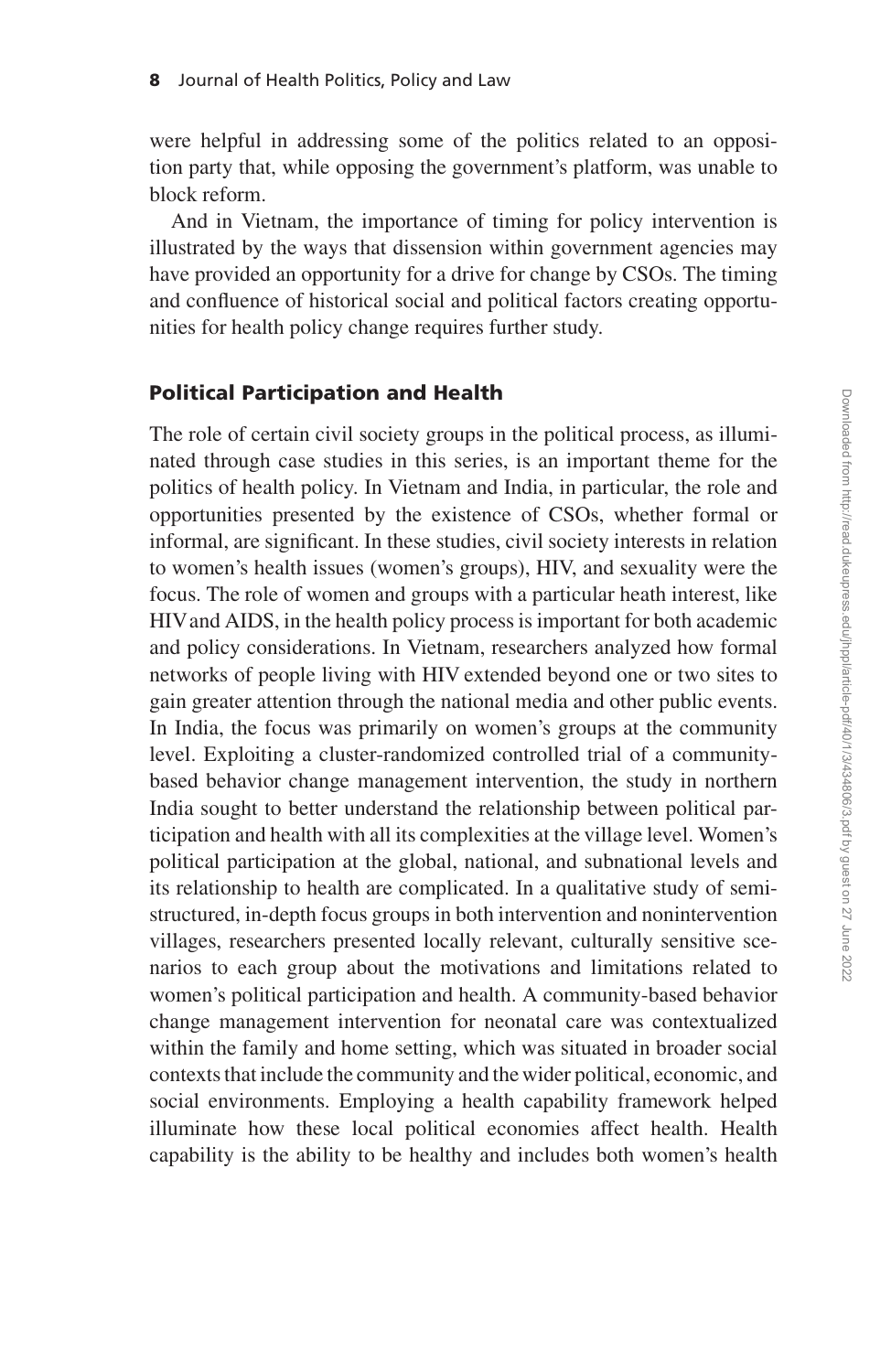were helpful in addressing some of the politics related to an opposition party that, while opposing the government's platform, was unable to block reform.

And in Vietnam, the importance of timing for policy intervention is illustrated by the ways that dissension within government agencies may have provided an opportunity for a drive for change by CSOs. The timing and confluence of historical social and political factors creating opportunities for health policy change requires further study.

## Political Participation and Health

The role of certain civil society groups in the political process, as illuminated through case studies in this series, is an important theme for the politics of health policy. In Vietnam and India, in particular, the role and opportunities presented by the existence of CSOs, whether formal or informal, are significant. In these studies, civil society interests in relation to women's health issues (women's groups), HIV, and sexuality were the focus. The role of women and groups with a particular heath interest, like HIV and AIDS, in the health policy process is important for both academic and policy considerations. In Vietnam, researchers analyzed how formal networks of people living with HIV extended beyond one or two sites to gain greater attention through the national media and other public events. In India, the focus was primarily on women's groups at the community level. Exploiting a cluster-randomized controlled trial of a community-based behavior change management intervention, the study in northern India sought to better understand the relationship between political participation and health with all its complexities at the village level. Women's political participation at the global, national, and subnational levels and its relationship to health are complicated. In a qualitative study of semi-structured, in-depth focus groups in both intervention and nonintervention villages, researchers presented locally relevant, culturally sensitive scenarios to each group about the motivations and limitations related to women's political participation and health. A community-based behavior change management intervention for neonatal care was contextualized within the family and home setting, which was situated in broader social contexts that include the community and the wider political, economic, and social environments. Employing a health capability framework helped illuminate how these local political economies affect health. Health capability is the ability to be healthy and includes both women's health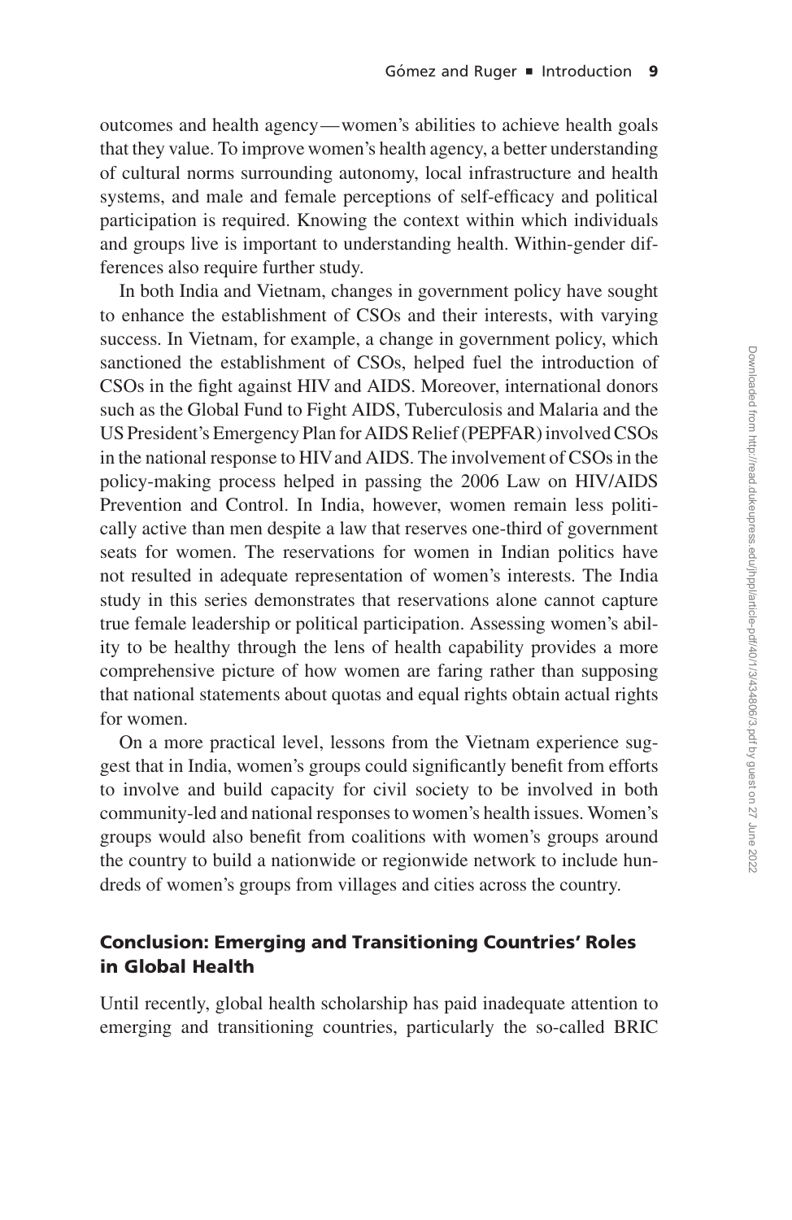outcomes and health agency—women's abilities to achieve health goals that they value. To improve women's health agency, a better understanding of cultural norms surrounding autonomy, local infrastructure and health systems, and male and female perceptions of self-efficacy and political participation is required. Knowing the context within which individuals and groups live is important to understanding health. Within-gender differences also require further study.

In both India and Vietnam, changes in government policy have sought to enhance the establishment of CSOs and their interests, with varying success. In Vietnam, for example, a change in government policy, which sanctioned the establishment of CSOs, helped fuel the introduction of CSOs in the fight against HIV and AIDS. Moreover, international donors such as the Global Fund to Fight AIDS, Tuberculosis and Malaria and the US President's Emergency Plan for AIDS Relief (PEPFAR) involved CSOs in the national response to HIV and AIDS. The involvement of CSOs in the policy-making process helped in passing the 2006 Law on HIV/AIDS Prevention and Control. In India, however, women remain less politically active than men despite a law that reserves one-third of government seats for women. The reservations for women in Indian politics have not resulted in adequate representation of women's interests. The India study in this series demonstrates that reservations alone cannot capture true female leadership or political participation. Assessing women's ability to be healthy through the lens of health capability provides a more comprehensive picture of how women are faring rather than supposing that national statements about quotas and equal rights obtain actual rights for women.

On a more practical level, lessons from the Vietnam experience suggest that in India, women's groups could significantly benefit from efforts to involve and build capacity for civil society to be involved in both community-led and national responses to women's health issues. Women's groups would also benefit from coalitions with women's groups around the country to build a nationwide or regionwide network to include hundreds of women's groups from villages and cities across the country.

## Conclusion: Emerging and Transitioning Countries' Roles in Global Health

Until recently, global health scholarship has paid inadequate attention to emerging and transitioning countries, particularly the so-called BRIC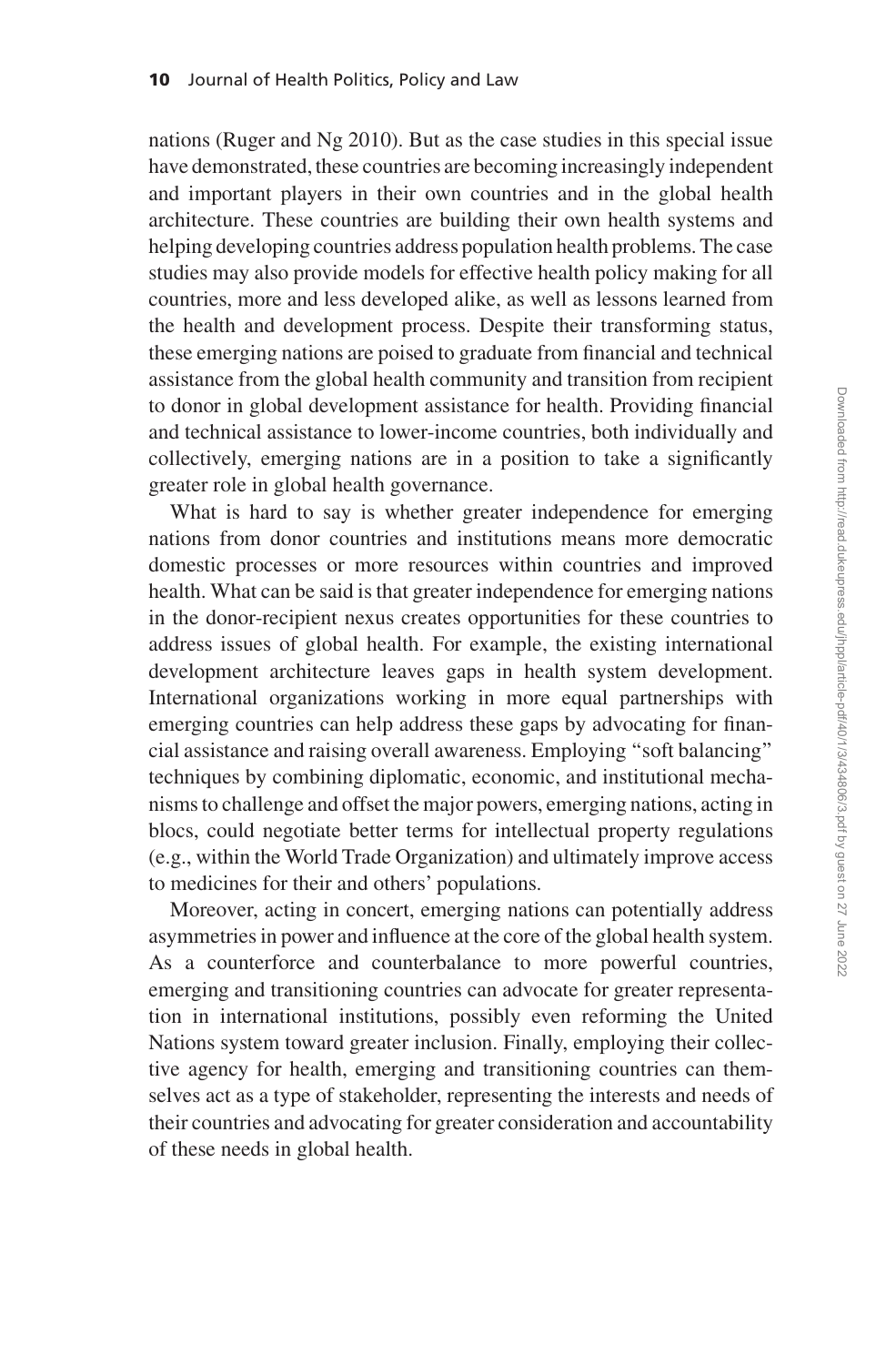nations (Ruger and Ng 2010). But as the case studies in this special issue have demonstrated, these countries are becoming increasingly independent and important players in their own countries and in the global health architecture. These countries are building their own health systems and helping developing countries address population health problems. The case studies may also provide models for effective health policy making for all countries, more and less developed alike, as well as lessons learned from the health and development process. Despite their transforming status, these emerging nations are poised to graduate from financial and technical assistance from the global health community and transition from recipient to donor in global development assistance for health. Providing financial and technical assistance to lower-income countries, both individually and collectively, emerging nations are in a position to take a significantly greater role in global health governance.

What is hard to say is whether greater independence for emerging nations from donor countries and institutions means more democratic domestic processes or more resources within countries and improved health. What can be said is that greater independence for emerging nations in the donor-recipient nexus creates opportunities for these countries to address issues of global health. For example, the existing international development architecture leaves gaps in health system development. International organizations working in more equal partnerships with emerging countries can help address these gaps by advocating for financial assistance and raising overall awareness. Employing "soft balancing" techniques by combining diplomatic, economic, and institutional mechanisms to challenge and offset the major powers, emerging nations, acting in blocs, could negotiate better terms for intellectual property regulations (e.g., within the World Trade Organization) and ultimately improve access to medicines for their and others' populations.

Moreover, acting in concert, emerging nations can potentially address asymmetries in power and influence at the core of the global health system. As a counterforce and counterbalance to more powerful countries, emerging and transitioning countries can advocate for greater representation in international institutions, possibly even reforming the United Nations system toward greater inclusion. Finally, employing their collective agency for health, emerging and transitioning countries can themselves act as a type of stakeholder, representing the interests and needs of their countries and advocating for greater consideration and accountability of these needs in global health.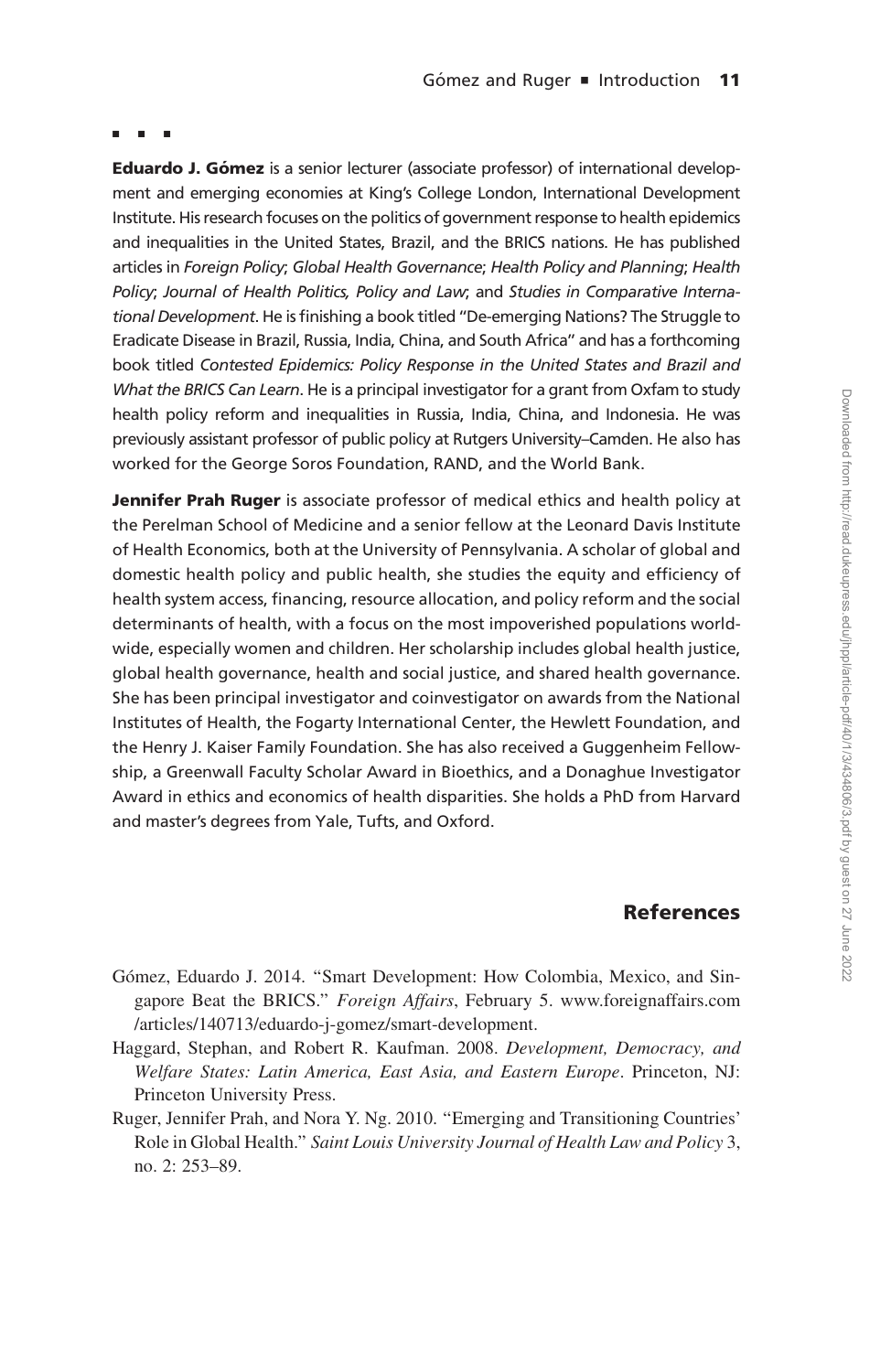■ ■ ■

**Eduardo J. Gómez** is a senior lecturer (associate professor) of international development and emerging economies at King's College London, International Development Institute. His research focuses on the politics of government response to health epidemics and inequalities in the United States, Brazil, and the BRICS nations. He has published articles in *Foreign Policy*; *Global Health Governance*; *Health Policy and Planning*; *Health Policy*; *Journal of Health Politics, Policy and Law*; and *Studies in Comparative International Development*. He is finishing a book titled "De-emerging Nations? The Struggle to Eradicate Disease in Brazil, Russia, India, China, and South Africa" and has a forthcoming book titled *Contested Epidemics: Policy Response in the United States and Brazil and What the BRICS Can Learn*. He is a principal investigator for a grant from Oxfam to study health policy reform and inequalities in Russia, India, China, and Indonesia. He was previously assistant professor of public policy at Rutgers University–Camden. He also has worked for the George Soros Foundation, RAND, and the World Bank.

**Jennifer Prah Ruger** is associate professor of medical ethics and health policy at the Perelman School of Medicine and a senior fellow at the Leonard Davis Institute of Health Economics, both at the University of Pennsylvania. A scholar of global and domestic health policy and public health, she studies the equity and efficiency of health system access, financing, resource allocation, and policy reform and the social determinants of health, with a focus on the most impoverished populations worldwide, especially women and children. Her scholarship includes global health justice, global health governance, health and social justice, and shared health governance. She has been principal investigator and coinvestigator on awards from the National Institutes of Health, the Fogarty International Center, the Hewlett Foundation, and the Henry J. Kaiser Family Foundation. She has also received a Guggenheim Fellowship, a Greenwall Faculty Scholar Award in Bioethics, and a Donaghue Investigator Award in ethics and economics of health disparities. She holds a PhD from Harvard and master's degrees from Yale, Tufts, and Oxford.

## References

Gómez, Eduardo J. 2014. "Smart Development: How Colombia, Mexico, and Singapore Beat the BRICS." *Foreign Affairs*, February 5. www.foreignaffairs.com/articles/140713/eduardo-j-gomez/smart-development.

Haggard, Stephan, and Robert R. Kaufman. 2008. *Development, Democracy, and Welfare States: Latin America, East Asia, and Eastern Europe*. Princeton, NJ: Princeton University Press.

Ruger, Jennifer Prah, and Nora Y. Ng. 2010. "Emerging and Transitioning Countries' Role in Global Health." *Saint Louis University Journal of Health Law and Policy* 3, no. 2: 253–89.